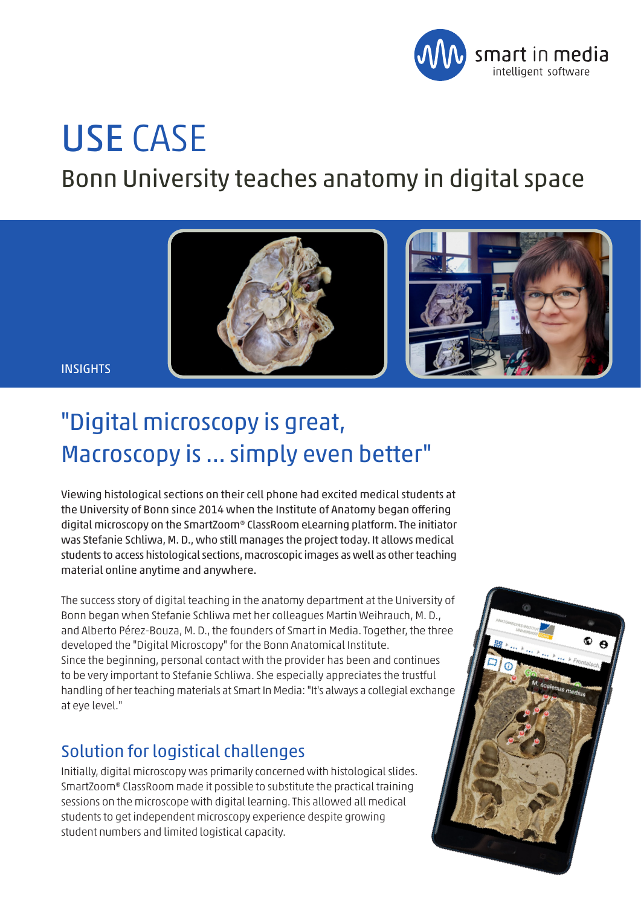smart in media
intelligent software

# USE CASE

## Bonn University teaches anatomy in digital space

INSIGHTS

## "Digital microscopy is great, Macroscopy is ... simply even better"

Viewing histological sections on their cell phone had excited medical students at the University of Bonn since 2014 when the Institute of Anatomy began offering digital microscopy on the SmartZoom® ClassRoom eLearning platform. The initiator was Stefanie Schliwa, M. D., who still manages the project today. It allows medical students to access histological sections, macroscopic images as well as other teaching material online anytime and anywhere.

The success story of digital teaching in the anatomy department at the University of Bonn began when Stefanie Schliwa met her colleagues Martin Weihrauch, M. D., and Alberto Pérez-Bouza, M. D., the founders of Smart in Media. Together, the three developed the "Digital Microscopy" for the Bonn Anatomical Institute. Since the beginning, personal contact with the provider has been and continues to be very important to Stefanie Schliwa. She especially appreciates the trustful handling of her teaching materials at Smart In Media: "It's always a collegial exchange at eye level."

### Solution for logistical challenges

Initially, digital microscopy was primarily concerned with histological slides. SmartZoom® ClassRoom made it possible to substitute the practical training sessions on the microscope with digital learning. This allowed all medical students to get independent microscopy experience despite growing student numbers and limited logistical capacity.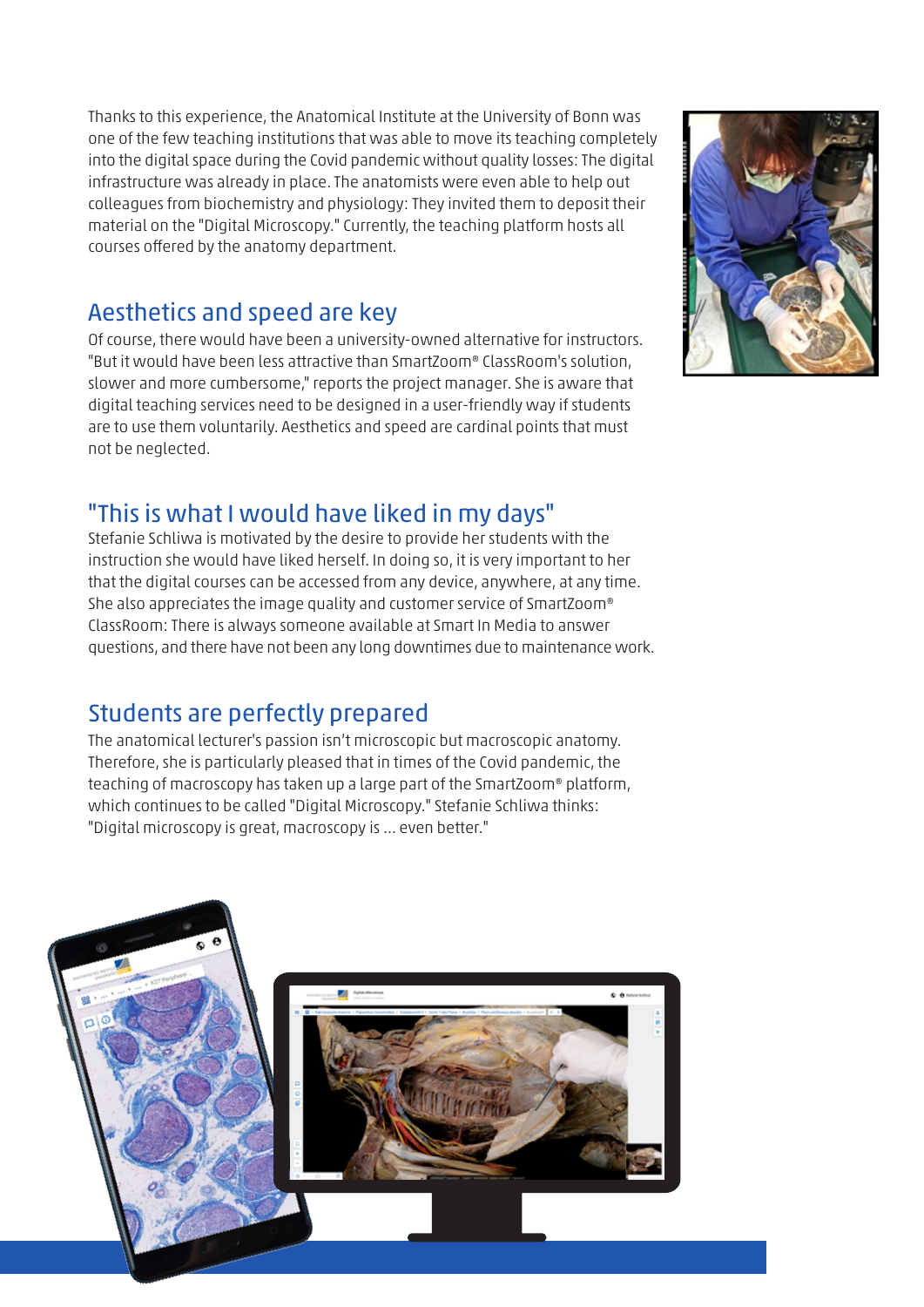Thanks to this experience, the Anatomical Institute at the University of Bonn was one of the few teaching institutions that was able to move its teaching completely into the digital space during the Covid pandemic without quality losses: The digital infrastructure was already in place. The anatomists were even able to help out colleagues from biochemistry and physiology: They invited them to deposit their material on the "Digital Microscopy." Currently, the teaching platform hosts all courses offered by the anatomy department.

## Aesthetics and speed are key

Of course, there would have been a university-owned alternative for instructors. "But it would have been less attractive than SmartZoom® ClassRoom's solution, slower and more cumbersome," reports the project manager. She is aware that digital teaching services need to be designed in a user-friendly way if students are to use them voluntarily. Aesthetics and speed are cardinal points that must not be neglected.

## "This is what I would have liked in my days"

Stefanie Schliwa is motivated by the desire to provide her students with the instruction she would have liked herself. In doing so, it is very important to her that the digital courses can be accessed from any device, anywhere, at any time. She also appreciates the image quality and customer service of SmartZoom® ClassRoom: There is always someone available at Smart In Media to answer questions, and there have not been any long downtimes due to maintenance work.

## Students are perfectly prepared

The anatomical lecturer's passion isn't microscopic but macroscopic anatomy. Therefore, she is particularly pleased that in times of the Covid pandemic, the teaching of macroscopy has taken up a large part of the SmartZoom® platform, which continues to be called "Digital Microscopy." Stefanie Schliwa thinks: "Digital microscopy is great, macroscopy is ... even better."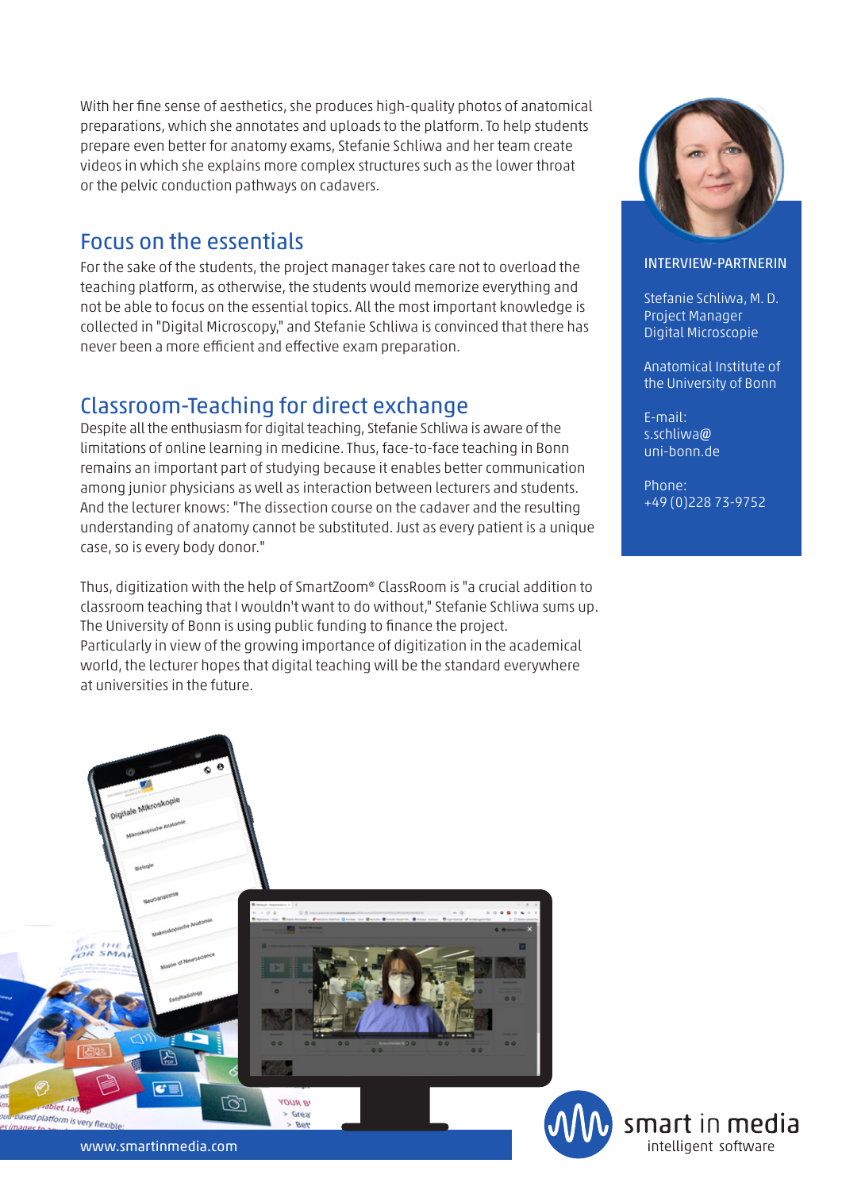With her fine sense of aesthetics, she produces high-quality photos of anatomical preparations, which she annotates and uploads to the platform. To help students prepare even better for anatomy exams, Stefanie Schliwa and her team create videos in which she explains more complex structures such as the lower throat or the pelvic conduction pathways on cadavers.

## Focus on the essentials

For the sake of the students, the project manager takes care not to overload the teaching platform, as otherwise, the students would memorize everything and not be able to focus on the essential topics. All the most important knowledge is collected in "Digital Microscopy," and Stefanie Schliwa is convinced that there has never been a more efficient and effective exam preparation.

## Classroom-Teaching for direct exchange

Despite all the enthusiasm for digital teaching, Stefanie Schliwa is aware of the limitations of online learning in medicine. Thus, face-to-face teaching in Bonn remains an important part of studying because it enables better communication among junior physicians as well as interaction between lecturers and students. And the lecturer knows: "The dissection course on the cadaver and the resulting understanding of anatomy cannot be substituted. Just as every patient is a unique case, so is every body donor."

Thus, digitization with the help of SmartZoom® ClassRoom is "a crucial addition to classroom teaching that I wouldn't want to do without," Stefanie Schliwa sums up. The University of Bonn is using public funding to finance the project. Particularly in view of the growing importance of digitization in the academical world, the lecturer hopes that digital teaching will be the standard everywhere at universities in the future.

**INTERVIEW-PARTNERIN**

Stefanie Schliwa, M. D.
Project Manager
Digital Microscopie

Anatomical Institute of the University of Bonn

E-mail:
s.schliwa@uni-bonn.de

Phone:
+49 (0)228 73-9752

www.smartinmedia.com

smart in media
intelligent software